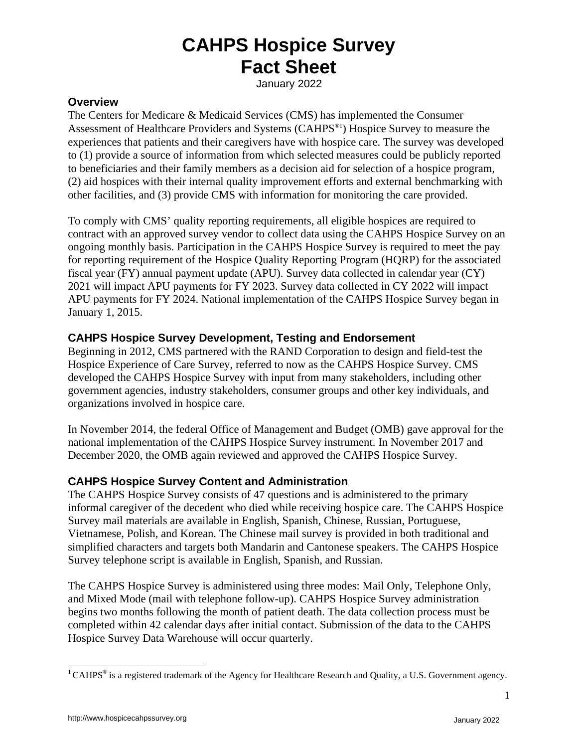# CAHPS Hospice Survey Fact Sheet

January 2022

## Overview

The Centers for Medicare & Medicaid Services (CMS) has implemented the Consumer Assessment of Healthcare Providers and Systems (CAHPS®[1]) Hospice Survey to measure the experiences that patients and their caregivers have with hospice care. The survey was developed to (1) provide a source of information from which selected measures could be publicly reported to beneficiaries and their family members as a decision aid for selection of a hospice program, (2) aid hospices with their internal quality improvement efforts and external benchmarking with other facilities, and (3) provide CMS with information for monitoring the care provided.

To comply with CMS' quality reporting requirements, all eligible hospices are required to contract with an approved survey vendor to collect data using the CAHPS Hospice Survey on an ongoing monthly basis. Participation in the CAHPS Hospice Survey is required to meet the pay for reporting requirement of the Hospice Quality Reporting Program (HQRP) for the associated fiscal year (FY) annual payment update (APU). Survey data collected in calendar year (CY) 2021 will impact APU payments for FY 2023. Survey data collected in CY 2022 will impact APU payments for FY 2024. National implementation of the CAHPS Hospice Survey began in January 1, 2015.

## CAHPS Hospice Survey Development, Testing and Endorsement

Beginning in 2012, CMS partnered with the RAND Corporation to design and field-test the Hospice Experience of Care Survey, referred to now as the CAHPS Hospice Survey. CMS developed the CAHPS Hospice Survey with input from many stakeholders, including other government agencies, industry stakeholders, consumer groups and other key individuals, and organizations involved in hospice care.

In November 2014, the federal Office of Management and Budget (OMB) gave approval for the national implementation of the CAHPS Hospice Survey instrument. In November 2017 and December 2020, the OMB again reviewed and approved the CAHPS Hospice Survey.

## CAHPS Hospice Survey Content and Administration

The CAHPS Hospice Survey consists of 47 questions and is administered to the primary informal caregiver of the decedent who died while receiving hospice care. The CAHPS Hospice Survey mail materials are available in English, Spanish, Chinese, Russian, Portuguese, Vietnamese, Polish, and Korean. The Chinese mail survey is provided in both traditional and simplified characters and targets both Mandarin and Cantonese speakers. The CAHPS Hospice Survey telephone script is available in English, Spanish, and Russian.

The CAHPS Hospice Survey is administered using three modes: Mail Only, Telephone Only, and Mixed Mode (mail with telephone follow-up). CAHPS Hospice Survey administration begins two months following the month of patient death. The data collection process must be completed within 42 calendar days after initial contact. Submission of the data to the CAHPS Hospice Survey Data Warehouse will occur quarterly.

---

[1] CAHPS® is a registered trademark of the Agency for Healthcare Research and Quality, a U.S. Government agency.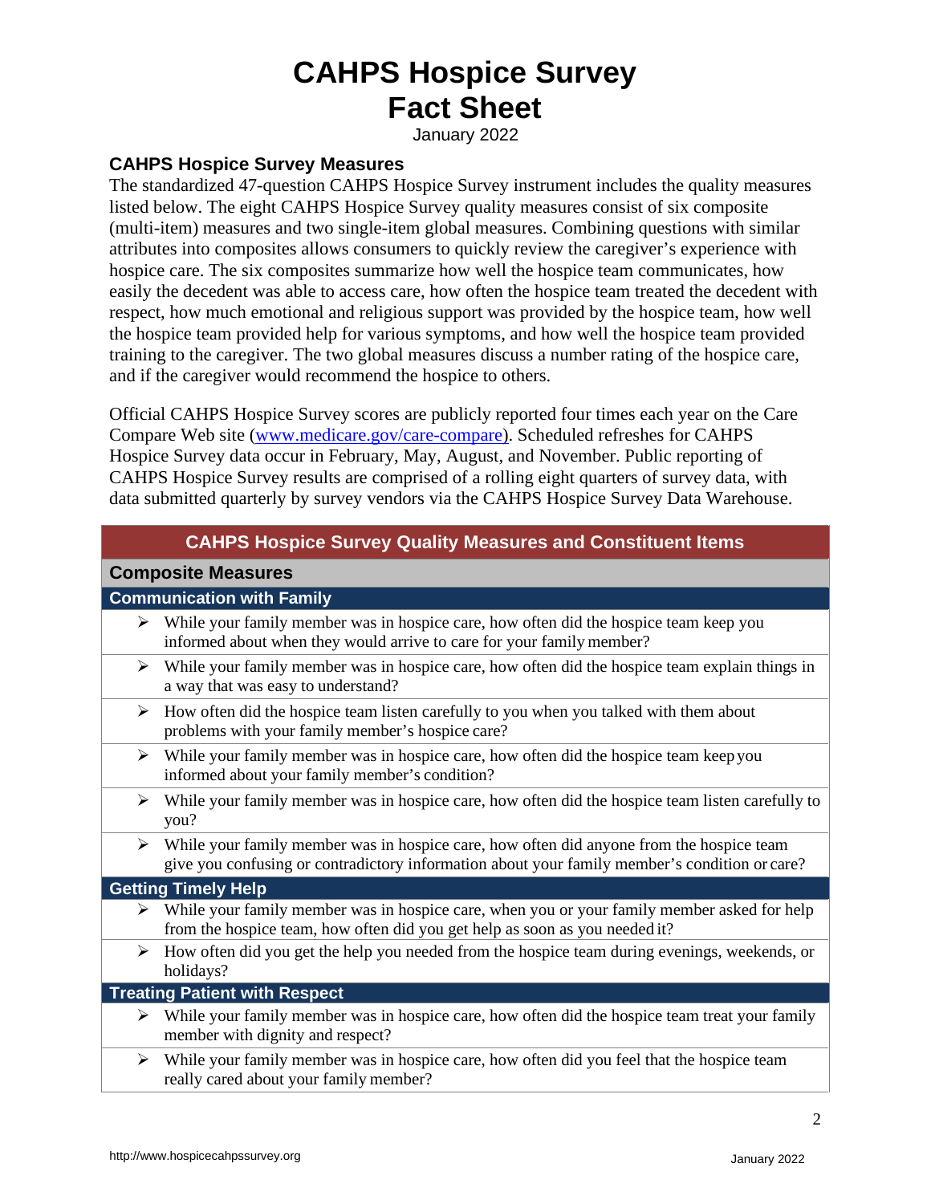# CAHPS Hospice Survey
# Fact Sheet

January 2022

## CAHPS Hospice Survey Measures

The standardized 47-question CAHPS Hospice Survey instrument includes the quality measures listed below. The eight CAHPS Hospice Survey quality measures consist of six composite (multi-item) measures and two single-item global measures. Combining questions with similar attributes into composites allows consumers to quickly review the caregiver's experience with hospice care. The six composites summarize how well the hospice team communicates, how easily the decedent was able to access care, how often the hospice team treated the decedent with respect, how much emotional and religious support was provided by the hospice team, how well the hospice team provided help for various symptoms, and how well the hospice team provided training to the caregiver. The two global measures discuss a number rating of the hospice care, and if the caregiver would recommend the hospice to others.

Official CAHPS Hospice Survey scores are publicly reported four times each year on the Care Compare Web site (www.medicare.gov/care-compare). Scheduled refreshes for CAHPS Hospice Survey data occur in February, May, August, and November. Public reporting of CAHPS Hospice Survey results are comprised of a rolling eight quarters of survey data, with data submitted quarterly by survey vendors via the CAHPS Hospice Survey Data Warehouse.

| CAHPS Hospice Survey Quality Measures and Constituent Items |
|---|
| **Composite Measures** |
| **Communication with Family** |
| ➢ While your family member was in hospice care, how often did the hospice team keep you informed about when they would arrive to care for your family member? |
| ➢ While your family member was in hospice care, how often did the hospice team explain things in a way that was easy to understand? |
| ➢ How often did the hospice team listen carefully to you when you talked with them about problems with your family member's hospice care? |
| ➢ While your family member was in hospice care, how often did the hospice team keep you informed about your family member's condition? |
| ➢ While your family member was in hospice care, how often did the hospice team listen carefully to you? |
| ➢ While your family member was in hospice care, how often did anyone from the hospice team give you confusing or contradictory information about your family member's condition or care? |
| **Getting Timely Help** |
| ➢ While your family member was in hospice care, when you or your family member asked for help from the hospice team, how often did you get help as soon as you needed it? |
| ➢ How often did you get the help you needed from the hospice team during evenings, weekends, or holidays? |
| **Treating Patient with Respect** |
| ➢ While your family member was in hospice care, how often did the hospice team treat your family member with dignity and respect? |
| ➢ While your family member was in hospice care, how often did you feel that the hospice team really cared about your family member? |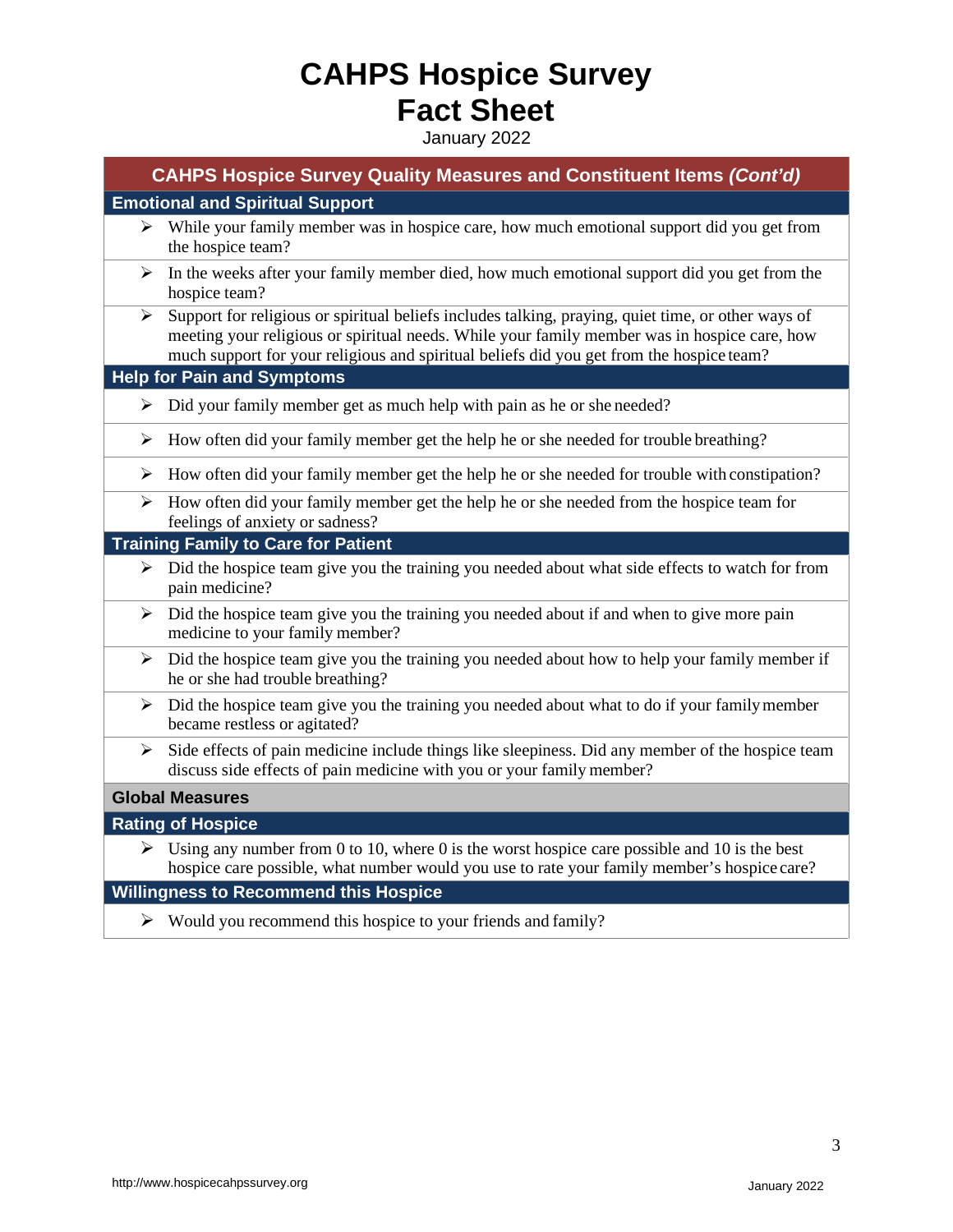# CAHPS Hospice Survey Fact Sheet

January 2022

## CAHPS Hospice Survey Quality Measures and Constituent Items *(Cont'd)*

### Emotional and Spiritual Support

- While your family member was in hospice care, how much emotional support did you get from the hospice team?
- In the weeks after your family member died, how much emotional support did you get from the hospice team?
- Support for religious or spiritual beliefs includes talking, praying, quiet time, or other ways of meeting your religious or spiritual needs. While your family member was in hospice care, how much support for your religious and spiritual beliefs did you get from the hospice team?

### Help for Pain and Symptoms

- Did your family member get as much help with pain as he or she needed?
- How often did your family member get the help he or she needed for trouble breathing?
- How often did your family member get the help he or she needed for trouble with constipation?
- How often did your family member get the help he or she needed from the hospice team for feelings of anxiety or sadness?

### Training Family to Care for Patient

- Did the hospice team give you the training you needed about what side effects to watch for from pain medicine?
- Did the hospice team give you the training you needed about if and when to give more pain medicine to your family member?
- Did the hospice team give you the training you needed about how to help your family member if he or she had trouble breathing?
- Did the hospice team give you the training you needed about what to do if your family member became restless or agitated?
- Side effects of pain medicine include things like sleepiness. Did any member of the hospice team discuss side effects of pain medicine with you or your family member?

## Global Measures

### Rating of Hospice

- Using any number from 0 to 10, where 0 is the worst hospice care possible and 10 is the best hospice care possible, what number would you use to rate your family member's hospice care?

### Willingness to Recommend this Hospice

- Would you recommend this hospice to your friends and family?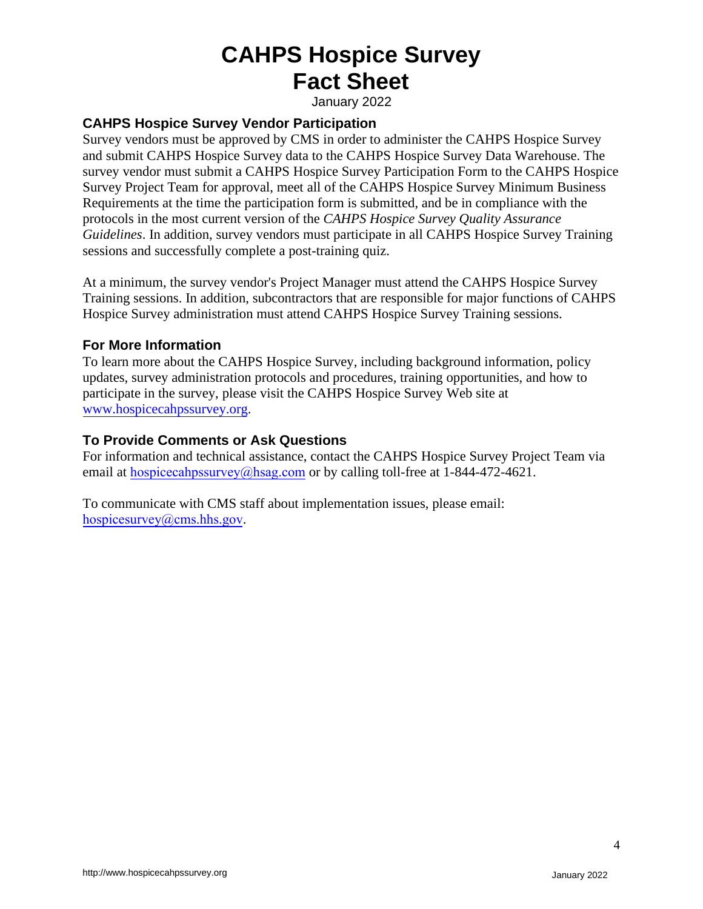# CAHPS Hospice Survey Fact Sheet

January 2022

## CAHPS Hospice Survey Vendor Participation

Survey vendors must be approved by CMS in order to administer the CAHPS Hospice Survey and submit CAHPS Hospice Survey data to the CAHPS Hospice Survey Data Warehouse. The survey vendor must submit a CAHPS Hospice Survey Participation Form to the CAHPS Hospice Survey Project Team for approval, meet all of the CAHPS Hospice Survey Minimum Business Requirements at the time the participation form is submitted, and be in compliance with the protocols in the most current version of the *CAHPS Hospice Survey Quality Assurance Guidelines*. In addition, survey vendors must participate in all CAHPS Hospice Survey Training sessions and successfully complete a post-training quiz.

At a minimum, the survey vendor's Project Manager must attend the CAHPS Hospice Survey Training sessions. In addition, subcontractors that are responsible for major functions of CAHPS Hospice Survey administration must attend CAHPS Hospice Survey Training sessions.

## For More Information

To learn more about the CAHPS Hospice Survey, including background information, policy updates, survey administration protocols and procedures, training opportunities, and how to participate in the survey, please visit the CAHPS Hospice Survey Web site at [www.hospicecahpssurvey.org](http://www.hospicecahpssurvey.org).

## To Provide Comments or Ask Questions

For information and technical assistance, contact the CAHPS Hospice Survey Project Team via email at [hospicecahpssurvey@hsag.com](mailto:hospicecahpssurvey@hsag.com) or by calling toll-free at 1-844-472-4621.

To communicate with CMS staff about implementation issues, please email: [hospicesurvey@cms.hhs.gov](mailto:hospicesurvey@cms.hhs.gov).